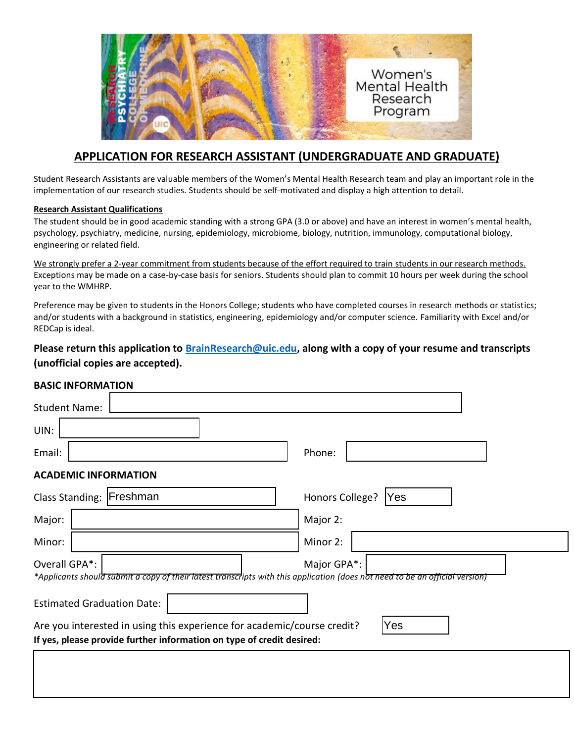Women's Mental Health Research Program

# APPLICATION FOR RESEARCH ASSISTANT (UNDERGRADUATE AND GRADUATE)

Student Research Assistants are valuable members of the Women's Mental Health Research team and play an important role in the implementation of our research studies. Students should be self-motivated and display a high attention to detail.

**Research Assistant Qualifications**

The student should be in good academic standing with a strong GPA (3.0 or above) and have an interest in women's mental health, psychology, psychiatry, medicine, nursing, epidemiology, microbiome, biology, nutrition, immunology, computational biology, engineering or related field.

We strongly prefer a 2-year commitment from students because of the effort required to train students in our research methods. Exceptions may be made on a case-by-case basis for seniors. Students should plan to commit 10 hours per week during the school year to the WMHRP.

Preference may be given to students in the Honors College; students who have completed courses in research methods or statistics; and/or students with a background in statistics, engineering, epidemiology and/or computer science. Familiarity with Excel and/or REDCap is ideal.

**Please return this application to BrainResearch@uic.edu, along with a copy of your resume and transcripts (unofficial copies are accepted).**

## BASIC INFORMATION

Student Name:

UIN:

Email: Phone:

## ACADEMIC INFORMATION

Class Standing: Freshman Honors College? Yes

Major: Major 2:

Minor: Minor 2:

Overall GPA*: Major GPA*:

*Applicants should submit a copy of their latest transcripts with this application (does not need to be an official version)*

Estimated Graduation Date:

Are you interested in using this experience for academic/course credit? Yes

**If yes, please provide further information on type of credit desired:**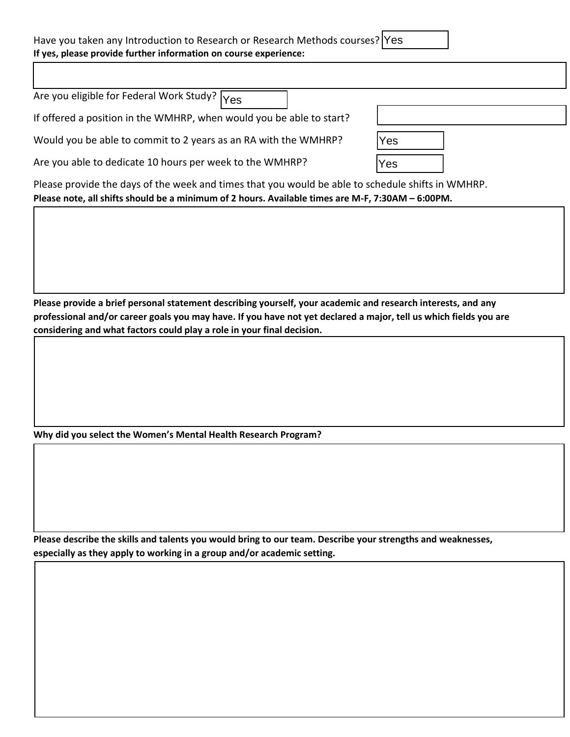Have you taken any Introduction to Research or Research Methods courses? Yes

**If yes, please provide further information on course experience:**

Are you eligible for Federal Work Study? Yes

If offered a position in the WMHRP, when would you be able to start?

Would you be able to commit to 2 years as an RA with the WMHRP? Yes

Are you able to dedicate 10 hours per week to the WMHRP? Yes

Please provide the days of the week and times that you would be able to schedule shifts in WMHRP.

**Please note, all shifts should be a minimum of 2 hours. Available times are M-F, 7:30AM – 6:00PM.**

**Please provide a brief personal statement describing yourself, your academic and research interests, and any professional and/or career goals you may have. If you have not yet declared a major, tell us which fields you are considering and what factors could play a role in your final decision.**

**Why did you select the Women's Mental Health Research Program?**

**Please describe the skills and talents you would bring to our team. Describe your strengths and weaknesses, especially as they apply to working in a group and/or academic setting.**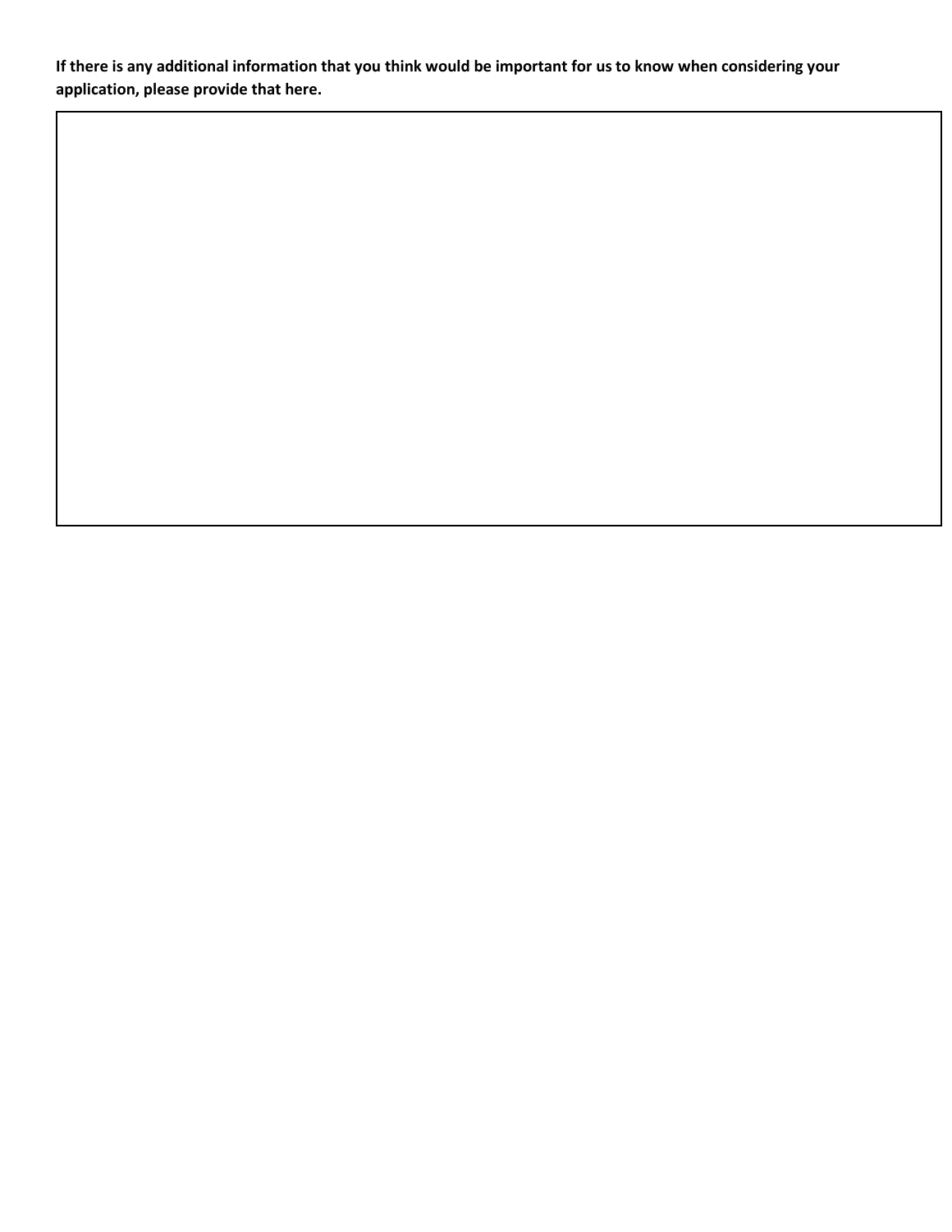**If there is any additional information that you think would be important for us to know when considering your application, please provide that here.**